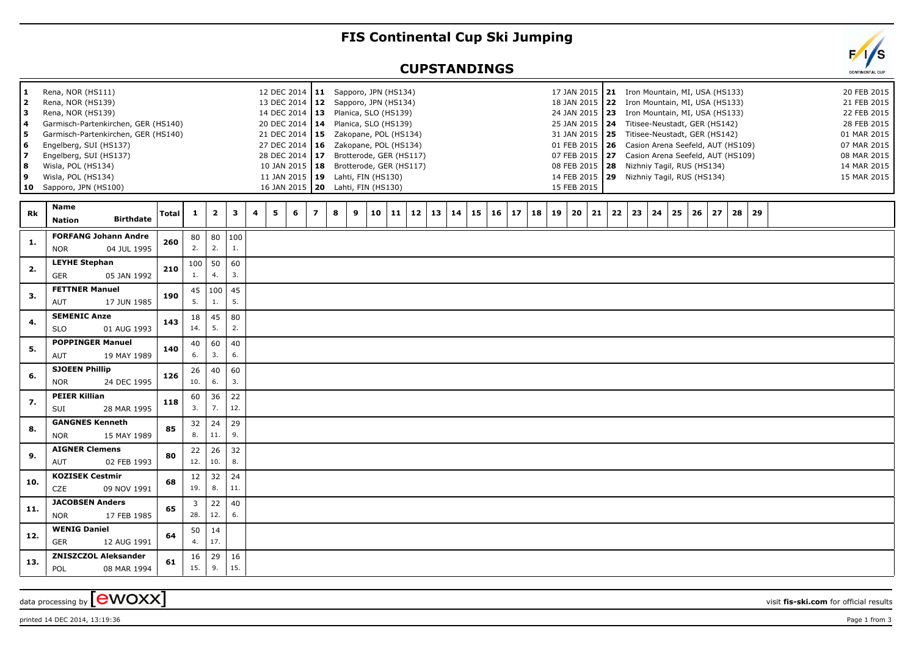# FIS Continental Cup Ski Jumping

## CUPSTANDINGS

| No. | Venue | Date |
|---|---|---|
| 1 | Rena, NOR (HS111) | 12 DEC 2014 |
| 2 | Rena, NOR (HS139) | 13 DEC 2014 |
| 3 | Rena, NOR (HS139) | 14 DEC 2014 |
| 4 | Garmisch-Partenkirchen, GER (HS140) | 20 DEC 2014 |
| 5 | Garmisch-Partenkirchen, GER (HS140) | 21 DEC 2014 |
| 6 | Engelberg, SUI (HS137) | 27 DEC 2014 |
| 7 | Engelberg, SUI (HS137) | 28 DEC 2014 |
| 8 | Wisla, POL (HS134) | 10 JAN 2015 |
| 9 | Wisla, POL (HS134) | 11 JAN 2015 |
| 10 | Sapporo, JPN (HS100) | 16 JAN 2015 |
| 11 | Sapporo, JPN (HS134) | 17 JAN 2015 |
| 12 | Sapporo, JPN (HS134) | 18 JAN 2015 |
| 13 | Planica, SLO (HS139) | 24 JAN 2015 |
| 14 | Planica, SLO (HS139) | 25 JAN 2015 |
| 15 | Zakopane, POL (HS134) | 31 JAN 2015 |
| 16 | Zakopane, POL (HS134) | 01 FEB 2015 |
| 17 | Brotterode, GER (HS117) | 07 FEB 2015 |
| 18 | Brotterode, GER (HS117) | 08 FEB 2015 |
| 19 | Lahti, FIN (HS130) | 14 FEB 2015 |
| 20 | Lahti, FIN (HS130) | 15 FEB 2015 |
| 21 | Iron Mountain, MI, USA (HS133) | 20 FEB 2015 |
| 22 | Iron Mountain, MI, USA (HS133) | 21 FEB 2015 |
| 23 | Iron Mountain, MI, USA (HS133) | 22 FEB 2015 |
| 24 | Titisee-Neustadt, GER (HS142) | 28 FEB 2015 |
| 25 | Titisee-Neustadt, GER (HS142) | 01 MAR 2015 |
| 26 | Casion Arena Seefeld, AUT (HS109) | 07 MAR 2015 |
| 27 | Casion Arena Seefeld, AUT (HS109) | 08 MAR 2015 |
| 28 | Nizhniy Tagil, RUS (HS134) | 14 MAR 2015 |
| 29 | Nizhniy Tagil, RUS (HS134) | 15 MAR 2015 |

| Rk | Name / Nation / Birthdate | Total | 1 | 2 | 3 | 4 | 5 | 6 | 7 | 8 | 9 | 10 | 11 | 12 | 13 | 14 | 15 | 16 | 17 | 18 | 19 | 20 | 21 | 22 | 23 | 24 | 25 | 26 | 27 | 28 | 29 |
|---|---|---|---|---|---|---|---|---|---|---|---|---|---|---|---|---|---|---|---|---|---|---|---|---|---|---|---|---|---|---|---|
| 1. | FORFANG Johann Andre NOR 04 JUL 1995 | 260 | 80 2. | 80 2. | 100 1. | | | | | | | | | | | | | | | | | | | | | | | | | | |
| 2. | LEYHE Stephan GER 05 JAN 1992 | 210 | 100 1. | 50 4. | 60 3. | | | | | | | | | | | | | | | | | | | | | | | | | | |
| 3. | FETTNER Manuel AUT 17 JUN 1985 | 190 | 45 5. | 100 1. | 45 5. | | | | | | | | | | | | | | | | | | | | | | | | | | |
| 4. | SEMENIC Anze SLO 01 AUG 1993 | 143 | 18 14. | 45 5. | 80 2. | | | | | | | | | | | | | | | | | | | | | | | | | | |
| 5. | POPPINGER Manuel AUT 19 MAY 1989 | 140 | 40 6. | 60 3. | 40 6. | | | | | | | | | | | | | | | | | | | | | | | | | | |
| 6. | SJOEEN Phillip NOR 24 DEC 1995 | 126 | 26 10. | 40 6. | 60 3. | | | | | | | | | | | | | | | | | | | | | | | | | | |
| 7. | PEIER Killian SUI 28 MAR 1995 | 118 | 60 3. | 36 7. | 22 12. | | | | | | | | | | | | | | | | | | | | | | | | | | |
| 8. | GANGNES Kenneth NOR 15 MAY 1989 | 85 | 32 8. | 24 11. | 29 9. | | | | | | | | | | | | | | | | | | | | | | | | | | |
| 9. | AIGNER Clemens AUT 02 FEB 1993 | 80 | 22 12. | 26 10. | 32 8. | | | | | | | | | | | | | | | | | | | | | | | | | | |
| 10. | KOZISEK Cestmir CZE 09 NOV 1991 | 68 | 12 19. | 32 8. | 24 11. | | | | | | | | | | | | | | | | | | | | | | | | | | |
| 11. | JACOBSEN Anders NOR 17 FEB 1985 | 65 | 3 28. | 22 12. | 40 6. | | | | | | | | | | | | | | | | | | | | | | | | | | |
| 12. | WENIG Daniel GER 12 AUG 1991 | 64 | 50 4. | 14 17. | | | | | | | | | | | | | | | | | | | | | | | | | | | |
| 13. | ZNISZCZOL Aleksander POL 08 MAR 1994 | 61 | 16 15. | 29 9. | 16 15. | | | | | | | | | | | | | | | | | | | | | | | | | | |

data processing by ewoxx — visit fis-ski.com for official results

printed 14 DEC 2014, 13:19:36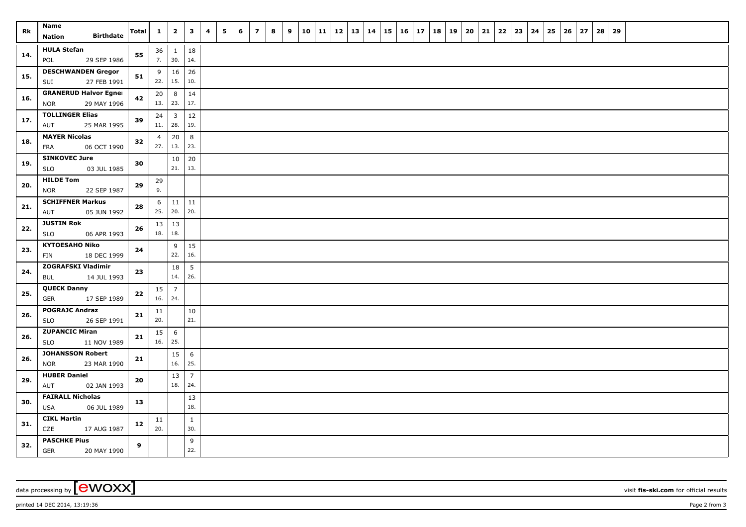| Rk | Name<br>Nation Birthdate | Total | 1 | 2 | 3 | 4 | 5 | 6 | 7 | 8 | 9 | 10 | 11 | 12 | 13 | 14 | 15 | 16 | 17 | 18 | 19 | 20 | 21 | 22 | 23 | 24 | 25 | 26 | 27 | 28 | 29 |
|---|---|---|---|---|---|---|---|---|---|---|---|---|---|---|---|---|---|---|---|---|---|---|---|---|---|---|---|---|---|---|---|
| 14. | **HULA Stefan**<br>POL 29 SEP 1986 | 55 | 36<br>7. | 1<br>30. | 18<br>14. | | | | | | | | | | | | | | | | | | | | | | | | | | |
| 15. | **DESCHWANDEN Gregor**<br>SUI 27 FEB 1991 | 51 | 9<br>22. | 16<br>15. | 26<br>10. | | | | | | | | | | | | | | | | | | | | | | | | | | |
| 16. | **GRANERUD Halvor Egner**<br>NOR 29 MAY 1996 | 42 | 20<br>13. | 8<br>23. | 14<br>17. | | | | | | | | | | | | | | | | | | | | | | | | | | |
| 17. | **TOLLINGER Elias**<br>AUT 25 MAR 1995 | 39 | 24<br>11. | 3<br>28. | 12<br>19. | | | | | | | | | | | | | | | | | | | | | | | | | | |
| 18. | **MAYER Nicolas**<br>FRA 06 OCT 1990 | 32 | 4<br>27. | 20<br>13. | 8<br>23. | | | | | | | | | | | | | | | | | | | | | | | | | | |
| 19. | **SINKOVEC Jure**<br>SLO 03 JUL 1985 | 30 | | 10<br>21. | 20<br>13. | | | | | | | | | | | | | | | | | | | | | | | | | | |
| 20. | **HILDE Tom**<br>NOR 22 SEP 1987 | 29 | 29<br>9. | | | | | | | | | | | | | | | | | | | | | | | | | | | | |
| 21. | **SCHIFFNER Markus**<br>AUT 05 JUN 1992 | 28 | 6<br>25. | 11<br>20. | 11<br>20. | | | | | | | | | | | | | | | | | | | | | | | | | | |
| 22. | **JUSTIN Rok**<br>SLO 06 APR 1993 | 26 | 13<br>18. | 13<br>18. | | | | | | | | | | | | | | | | | | | | | | | | | | | |
| 23. | **KYTOESAHO Niko**<br>FIN 18 DEC 1999 | 24 | | 9<br>22. | 15<br>16. | | | | | | | | | | | | | | | | | | | | | | | | | | |
| 24. | **ZOGRAFSKI Vladimir**<br>BUL 14 JUL 1993 | 23 | | 18<br>14. | 5<br>26. | | | | | | | | | | | | | | | | | | | | | | | | | | |
| 25. | **QUECK Danny**<br>GER 17 SEP 1989 | 22 | 15<br>16. | 7<br>24. | | | | | | | | | | | | | | | | | | | | | | | | | | | |
| 26. | **POGRAJC Andraz**<br>SLO 26 SEP 1991 | 21 | 11<br>20. | | 10<br>21. | | | | | | | | | | | | | | | | | | | | | | | | | | |
| 26. | **ZUPANCIC Miran**<br>SLO 11 NOV 1989 | 21 | 15<br>16. | 6<br>25. | | | | | | | | | | | | | | | | | | | | | | | | | | | |
| 26. | **JOHANSSON Robert**<br>NOR 23 MAR 1990 | 21 | | 15<br>16. | 6<br>25. | | | | | | | | | | | | | | | | | | | | | | | | | | |
| 29. | **HUBER Daniel**<br>AUT 02 JAN 1993 | 20 | | 13<br>18. | 7<br>24. | | | | | | | | | | | | | | | | | | | | | | | | | | |
| 30. | **FAIRALL Nicholas**<br>USA 06 JUL 1989 | 13 | | | 13<br>18. | | | | | | | | | | | | | | | | | | | | | | | | | | |
| 31. | **CIKL Martin**<br>CZE 17 AUG 1987 | 12 | 11<br>20. | | 1<br>30. | | | | | | | | | | | | | | | | | | | | | | | | | | |
| 32. | **PASCHKE Pius**<br>GER 20 MAY 1990 | 9 | | | 9<br>22. | | | | | | | | | | | | | | | | | | | | | | | | | | |

data processing by [ewoxx] visit **fis-ski.com** for official results

printed 14 DEC 2014, 13:19:36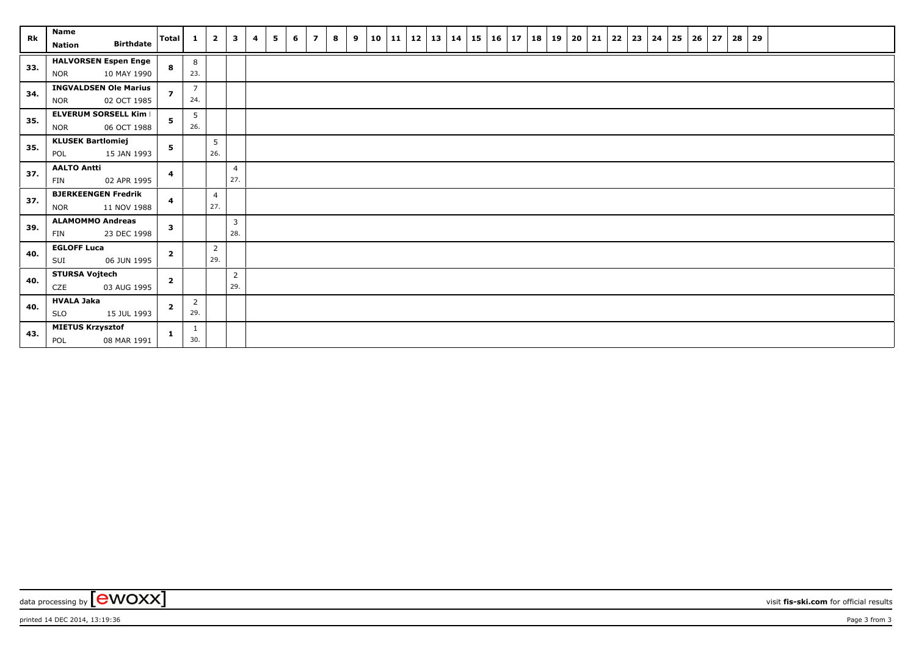| Rk | Name<br>Nation Birthdate | Total | 1 | 2 | 3 | 4 | 5 | 6 | 7 | 8 | 9 | 10 | 11 | 12 | 13 | 14 | 15 | 16 | 17 | 18 | 19 | 20 | 21 | 22 | 23 | 24 | 25 | 26 | 27 | 28 | 29 |
|---|---|---|---|---|---|---|---|---|---|---|---|---|---|---|---|---|---|---|---|---|---|---|---|---|---|---|---|---|---|---|---|
| 33. | **HALVORSEN Espen Enge**<br>NOR 10 MAY 1990 | **8** | 8<br>23. | | | | | | | | | | | | | | | | | | | | | | | | | | | | |
| 34. | **INGVALDSEN Ole Marius**<br>NOR 02 OCT 1985 | **7** | 7<br>24. | | | | | | | | | | | | | | | | | | | | | | | | | | | | |
| 35. | **ELVERUM SORSELL Kim I**<br>NOR 06 OCT 1988 | **5** | 5<br>26. | | | | | | | | | | | | | | | | | | | | | | | | | | | | |
| 35. | **KLUSEK Bartlomiej**<br>POL 15 JAN 1993 | **5** | | 5<br>26. | | | | | | | | | | | | | | | | | | | | | | | | | | | |
| 37. | **AALTO Antti**<br>FIN 02 APR 1995 | **4** | | | 4<br>27. | | | | | | | | | | | | | | | | | | | | | | | | | | |
| 37. | **BJERKEENGEN Fredrik**<br>NOR 11 NOV 1988 | **4** | | 4<br>27. | | | | | | | | | | | | | | | | | | | | | | | | | | | |
| 39. | **ALAMOMMO Andreas**<br>FIN 23 DEC 1998 | **3** | | | 3<br>28. | | | | | | | | | | | | | | | | | | | | | | | | | | |
| 40. | **EGLOFF Luca**<br>SUI 06 JUN 1995 | **2** | | 2<br>29. | | | | | | | | | | | | | | | | | | | | | | | | | | | |
| 40. | **STURSA Vojtech**<br>CZE 03 AUG 1995 | **2** | | | 2<br>29. | | | | | | | | | | | | | | | | | | | | | | | | | | |
| 40. | **HVALA Jaka**<br>SLO 15 JUL 1993 | **2** | 2<br>29. | | | | | | | | | | | | | | | | | | | | | | | | | | | | |
| 43. | **MIETUS Krzysztof**<br>POL 08 MAR 1991 | **1** | 1<br>30. | | | | | | | | | | | | | | | | | | | | | | | | | | | | |

data processing by [ewoxx]

visit **fis-ski.com** for official results

printed 14 DEC 2014, 13:19:36